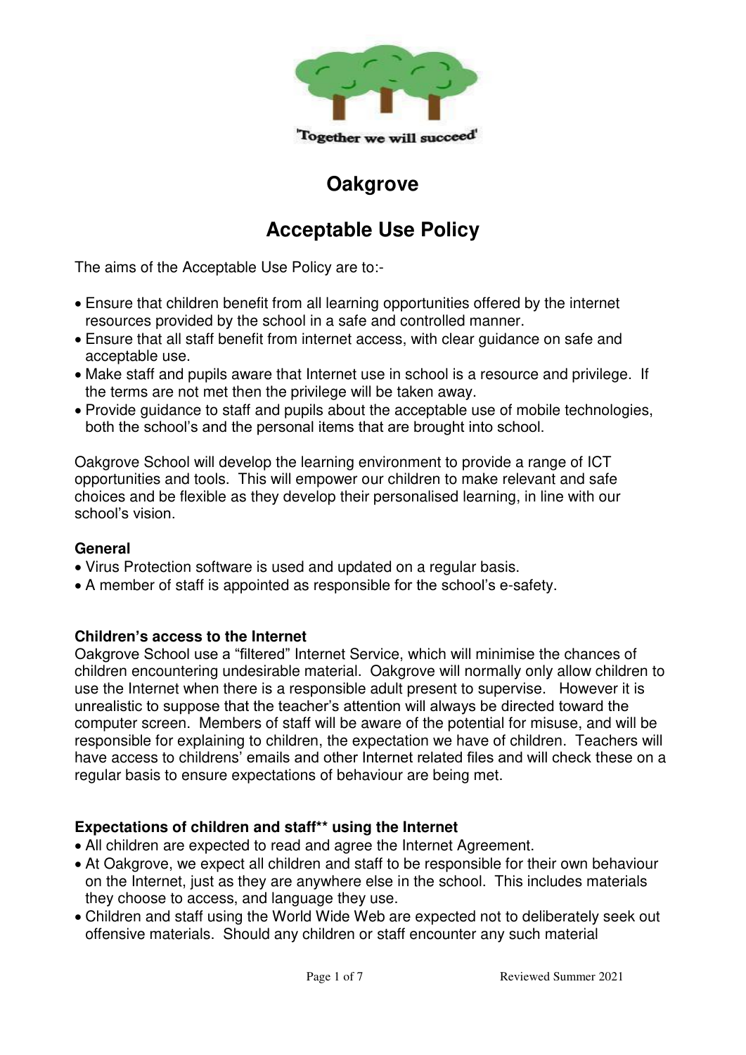'Together we will succeed'

# Oakgrove

# Acceptable Use Policy

The aims of the Acceptable Use Policy are to:-

- Ensure that children benefit from all learning opportunities offered by the internet resources provided by the school in a safe and controlled manner.
- Ensure that all staff benefit from internet access, with clear guidance on safe and acceptable use.
- Make staff and pupils aware that Internet use in school is a resource and privilege. If the terms are not met then the privilege will be taken away.
- Provide guidance to staff and pupils about the acceptable use of mobile technologies, both the school's and the personal items that are brought into school.

Oakgrove School will develop the learning environment to provide a range of ICT opportunities and tools. This will empower our children to make relevant and safe choices and be flexible as they develop their personalised learning, in line with our school's vision.

### General

- Virus Protection software is used and updated on a regular basis.
- A member of staff is appointed as responsible for the school's e-safety.

### Children's access to the Internet

Oakgrove School use a "filtered" Internet Service, which will minimise the chances of children encountering undesirable material. Oakgrove will normally only allow children to use the Internet when there is a responsible adult present to supervise. However it is unrealistic to suppose that the teacher's attention will always be directed toward the computer screen. Members of staff will be aware of the potential for misuse, and will be responsible for explaining to children, the expectation we have of children. Teachers will have access to childrens' emails and other Internet related files and will check these on a regular basis to ensure expectations of behaviour are being met.

### Expectations of children and staff** using the Internet

- All children are expected to read and agree the Internet Agreement.
- At Oakgrove, we expect all children and staff to be responsible for their own behaviour on the Internet, just as they are anywhere else in the school. This includes materials they choose to access, and language they use.
- Children and staff using the World Wide Web are expected not to deliberately seek out offensive materials. Should any children or staff encounter any such material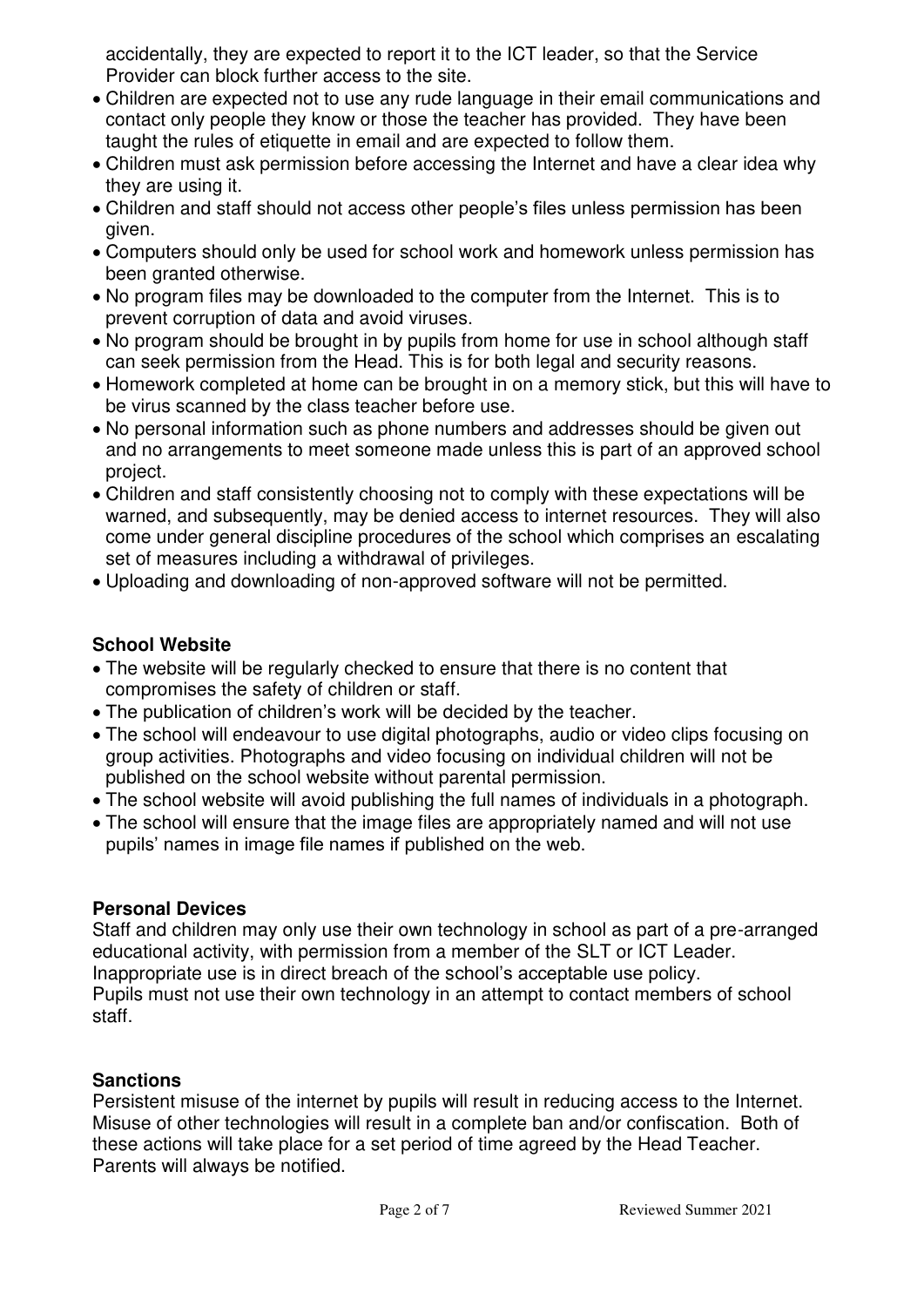accidentally, they are expected to report it to the ICT leader, so that the Service Provider can block further access to the site.

- Children are expected not to use any rude language in their email communications and contact only people they know or those the teacher has provided. They have been taught the rules of etiquette in email and are expected to follow them.
- Children must ask permission before accessing the Internet and have a clear idea why they are using it.
- Children and staff should not access other people's files unless permission has been given.
- Computers should only be used for school work and homework unless permission has been granted otherwise.
- No program files may be downloaded to the computer from the Internet. This is to prevent corruption of data and avoid viruses.
- No program should be brought in by pupils from home for use in school although staff can seek permission from the Head. This is for both legal and security reasons.
- Homework completed at home can be brought in on a memory stick, but this will have to be virus scanned by the class teacher before use.
- No personal information such as phone numbers and addresses should be given out and no arrangements to meet someone made unless this is part of an approved school project.
- Children and staff consistently choosing not to comply with these expectations will be warned, and subsequently, may be denied access to internet resources. They will also come under general discipline procedures of the school which comprises an escalating set of measures including a withdrawal of privileges.
- Uploading and downloading of non-approved software will not be permitted.

## School Website

- The website will be regularly checked to ensure that there is no content that compromises the safety of children or staff.
- The publication of children's work will be decided by the teacher.
- The school will endeavour to use digital photographs, audio or video clips focusing on group activities. Photographs and video focusing on individual children will not be published on the school website without parental permission.
- The school website will avoid publishing the full names of individuals in a photograph.
- The school will ensure that the image files are appropriately named and will not use pupils' names in image file names if published on the web.

## Personal Devices

Staff and children may only use their own technology in school as part of a pre-arranged educational activity, with permission from a member of the SLT or ICT Leader. Inappropriate use is in direct breach of the school's acceptable use policy.
Pupils must not use their own technology in an attempt to contact members of school staff.

## Sanctions

Persistent misuse of the internet by pupils will result in reducing access to the Internet. Misuse of other technologies will result in a complete ban and/or confiscation. Both of these actions will take place for a set period of time agreed by the Head Teacher. Parents will always be notified.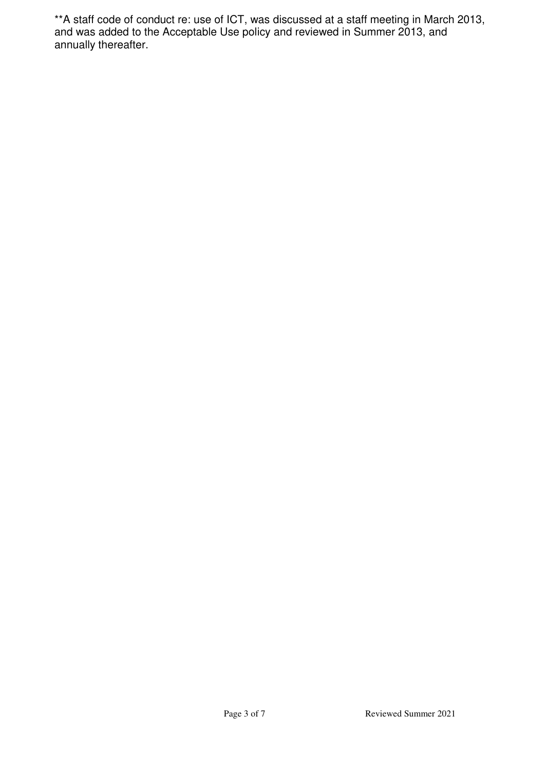**A staff code of conduct re: use of ICT, was discussed at a staff meeting in March 2013, and was added to the Acceptable Use policy and reviewed in Summer 2013, and annually thereafter.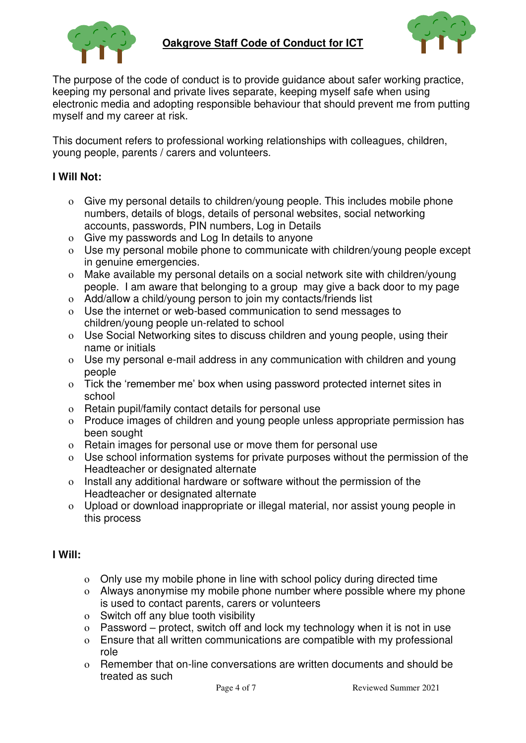## Oakgrove Staff Code of Conduct for ICT

The purpose of the code of conduct is to provide guidance about safer working practice, keeping my personal and private lives separate, keeping myself safe when using electronic media and adopting responsible behaviour that should prevent me from putting myself and my career at risk.

This document refers to professional working relationships with colleagues, children, young people, parents / carers and volunteers.

**I Will Not:**

- Give my personal details to children/young people. This includes mobile phone numbers, details of blogs, details of personal websites, social networking accounts, passwords, PIN numbers, Log in Details
- Give my passwords and Log In details to anyone
- Use my personal mobile phone to communicate with children/young people except in genuine emergencies.
- Make available my personal details on a social network site with children/young people. I am aware that belonging to a group may give a back door to my page
- Add/allow a child/young person to join my contacts/friends list
- Use the internet or web-based communication to send messages to children/young people un-related to school
- Use Social Networking sites to discuss children and young people, using their name or initials
- Use my personal e-mail address in any communication with children and young people
- Tick the 'remember me' box when using password protected internet sites in school
- Retain pupil/family contact details for personal use
- Produce images of children and young people unless appropriate permission has been sought
- Retain images for personal use or move them for personal use
- Use school information systems for private purposes without the permission of the Headteacher or designated alternate
- Install any additional hardware or software without the permission of the Headteacher or designated alternate
- Upload or download inappropriate or illegal material, nor assist young people in this process

**I Will:**

- Only use my mobile phone in line with school policy during directed time
- Always anonymise my mobile phone number where possible where my phone is used to contact parents, carers or volunteers
- Switch off any blue tooth visibility
- Password – protect, switch off and lock my technology when it is not in use
- Ensure that all written communications are compatible with my professional role
- Remember that on-line conversations are written documents and should be treated as such

Reviewed Summer 2021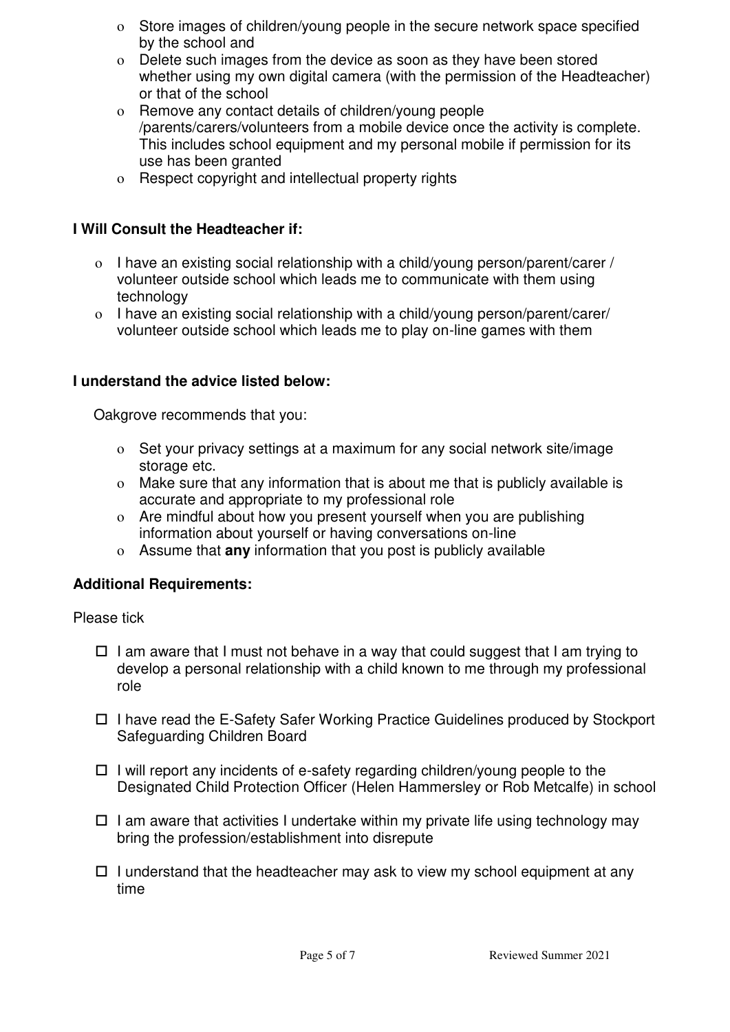- Store images of children/young people in the secure network space specified by the school and
- Delete such images from the device as soon as they have been stored whether using my own digital camera (with the permission of the Headteacher) or that of the school
- Remove any contact details of children/young people /parents/carers/volunteers from a mobile device once the activity is complete. This includes school equipment and my personal mobile if permission for its use has been granted
- Respect copyright and intellectual property rights

**I Will Consult the Headteacher if:**

- I have an existing social relationship with a child/young person/parent/carer / volunteer outside school which leads me to communicate with them using technology
- I have an existing social relationship with a child/young person/parent/carer/ volunteer outside school which leads me to play on-line games with them

**I understand the advice listed below:**

Oakgrove recommends that you:

- Set your privacy settings at a maximum for any social network site/image storage etc.
- Make sure that any information that is about me that is publicly available is accurate and appropriate to my professional role
- Are mindful about how you present yourself when you are publishing information about yourself or having conversations on-line
- Assume that **any** information that you post is publicly available

**Additional Requirements:**

Please tick

- ☐ I am aware that I must not behave in a way that could suggest that I am trying to develop a personal relationship with a child known to me through my professional role
- ☐ I have read the E-Safety Safer Working Practice Guidelines produced by Stockport Safeguarding Children Board
- ☐ I will report any incidents of e-safety regarding children/young people to the Designated Child Protection Officer (Helen Hammersley or Rob Metcalfe) in school
- ☐ I am aware that activities I undertake within my private life using technology may bring the profession/establishment into disrepute
- ☐ I understand that the headteacher may ask to view my school equipment at any time

Reviewed Summer 2021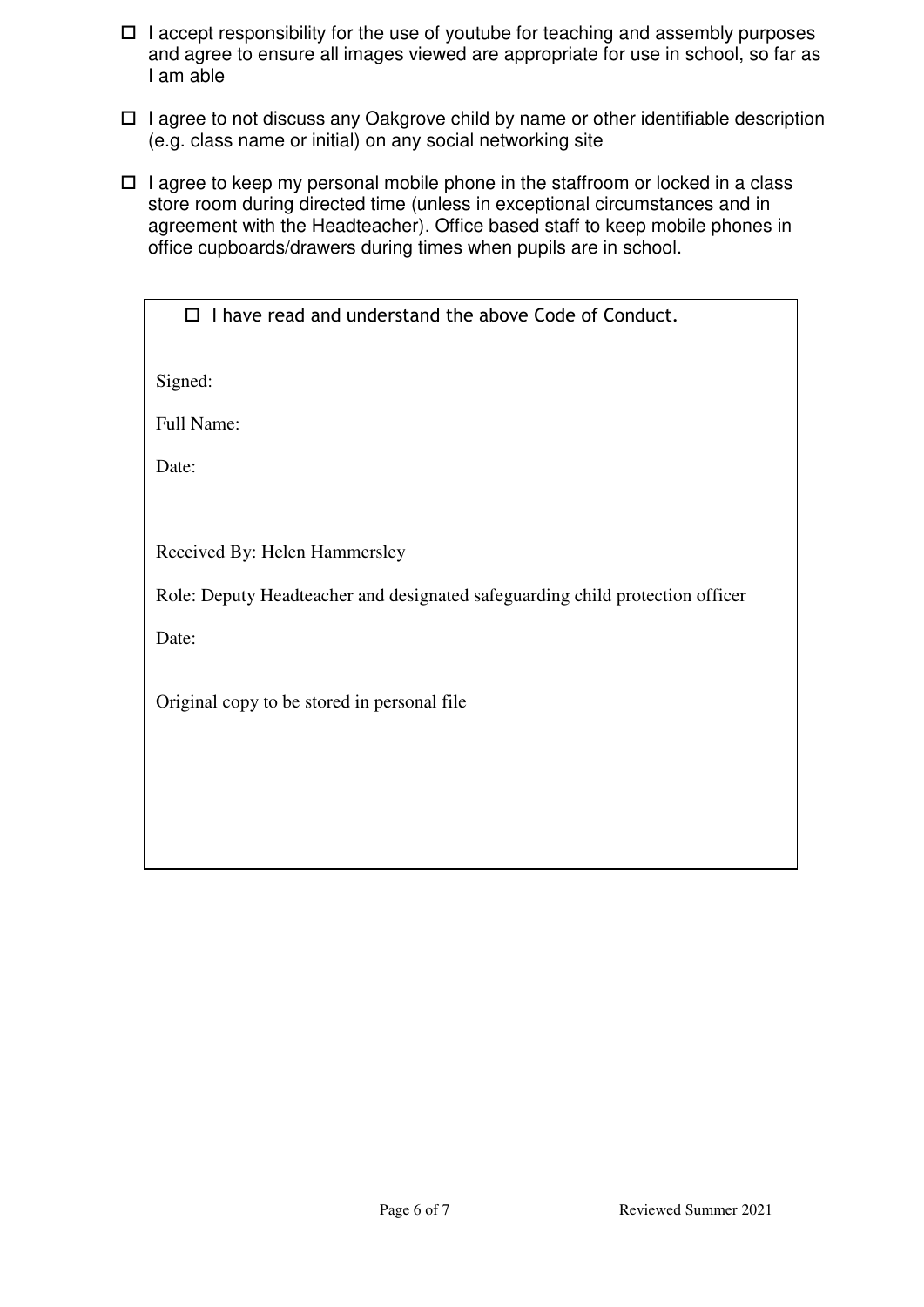- ☐ I accept responsibility for the use of youtube for teaching and assembly purposes and agree to ensure all images viewed are appropriate for use in school, so far as I am able

- ☐ I agree to not discuss any Oakgrove child by name or other identifiable description (e.g. class name or initial) on any social networking site

- ☐ I agree to keep my personal mobile phone in the staffroom or locked in a class store room during directed time (unless in exceptional circumstances and in agreement with the Headteacher). Office based staff to keep mobile phones in office cupboards/drawers during times when pupils are in school.

---

☐ I have read and understand the above Code of Conduct.

Signed:

Full Name:

Date:

Received By: Helen Hammersley

Role: Deputy Headteacher and designated safeguarding child protection officer

Date:

Original copy to be stored in personal file

---

Reviewed Summer 2021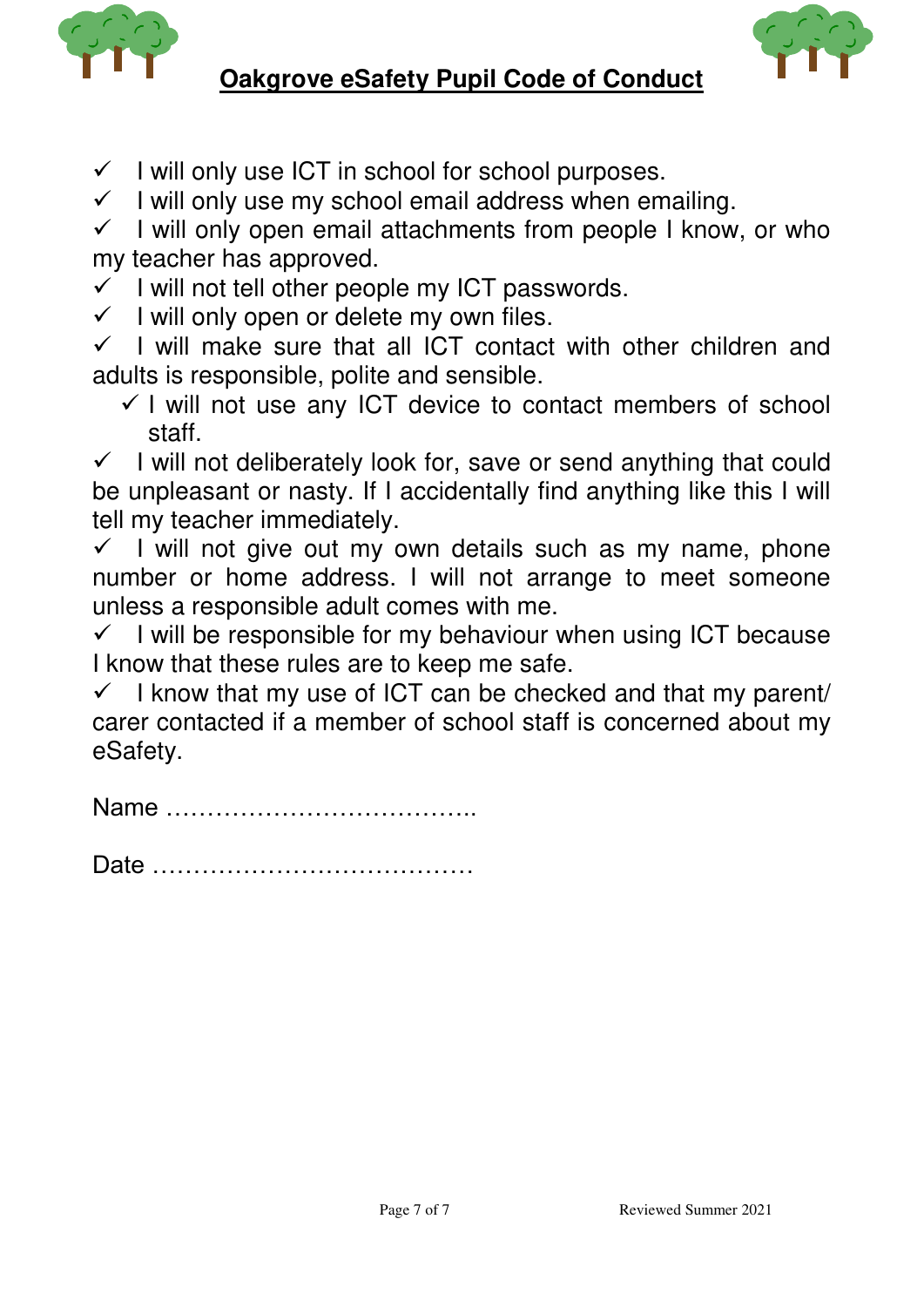# Oakgrove eSafety Pupil Code of Conduct

- ✓ I will only use ICT in school for school purposes.
- ✓ I will only use my school email address when emailing.
- ✓ I will only open email attachments from people I know, or who my teacher has approved.
- ✓ I will not tell other people my ICT passwords.
- ✓ I will only open or delete my own files.
- ✓ I will make sure that all ICT contact with other children and adults is responsible, polite and sensible.
  - ✓ I will not use any ICT device to contact members of school staff.
- ✓ I will not deliberately look for, save or send anything that could be unpleasant or nasty. If I accidentally find anything like this I will tell my teacher immediately.
- ✓ I will not give out my own details such as my name, phone number or home address. I will not arrange to meet someone unless a responsible adult comes with me.
- ✓ I will be responsible for my behaviour when using ICT because I know that these rules are to keep me safe.
- ✓ I know that my use of ICT can be checked and that my parent/ carer contacted if a member of school staff is concerned about my eSafety.

Name ………………………………..

Date …………………………………

Reviewed Summer 2021